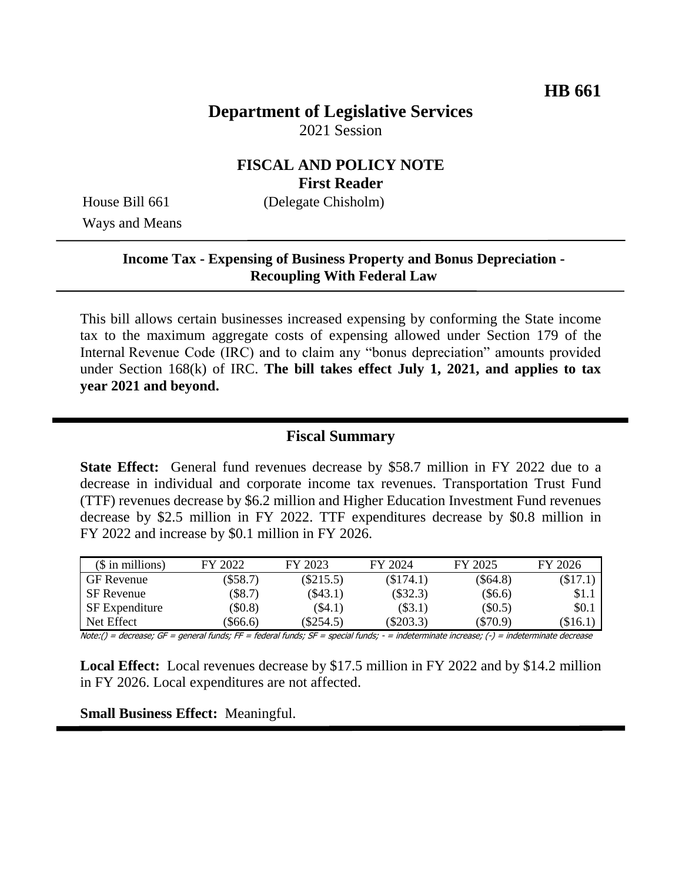**HB 661**

# Department of Legislative Services
2021 Session

## FISCAL AND POLICY NOTE
**First Reader**

House Bill 661 (Delegate Chisholm)
Ways and Means

**Income Tax - Expensing of Business Property and Bonus Depreciation - Recoupling With Federal Law**

This bill allows certain businesses increased expensing by conforming the State income tax to the maximum aggregate costs of expensing allowed under Section 179 of the Internal Revenue Code (IRC) and to claim any "bonus depreciation" amounts provided under Section 168(k) of IRC. **The bill takes effect July 1, 2021, and applies to tax year 2021 and beyond.**

## Fiscal Summary

**State Effect:** General fund revenues decrease by $58.7 million in FY 2022 due to a decrease in individual and corporate income tax revenues. Transportation Trust Fund (TTF) revenues decrease by $6.2 million and Higher Education Investment Fund revenues decrease by $2.5 million in FY 2022. TTF expenditures decrease by $0.8 million in FY 2022 and increase by $0.1 million in FY 2026.

| ($ in millions) | FY 2022 | FY 2023 | FY 2024 | FY 2025 | FY 2026 |
|---|---|---|---|---|---|
| GF Revenue | ($58.7) | ($215.5) | ($174.1) | ($64.8) | ($17.1) |
| SF Revenue | ($8.7) | ($43.1) | ($32.3) | ($6.6) | $1.1 |
| SF Expenditure | ($0.8) | ($4.1) | ($3.1) | ($0.5) | $0.1 |
| Net Effect | ($66.6) | ($254.5) | ($203.3) | ($70.9) | ($16.1) |

Note:() = decrease; GF = general funds; FF = federal funds; SF = special funds; - = indeterminate increase; (-) = indeterminate decrease

**Local Effect:** Local revenues decrease by $17.5 million in FY 2022 and by $14.2 million in FY 2026. Local expenditures are not affected.

**Small Business Effect:** Meaningful.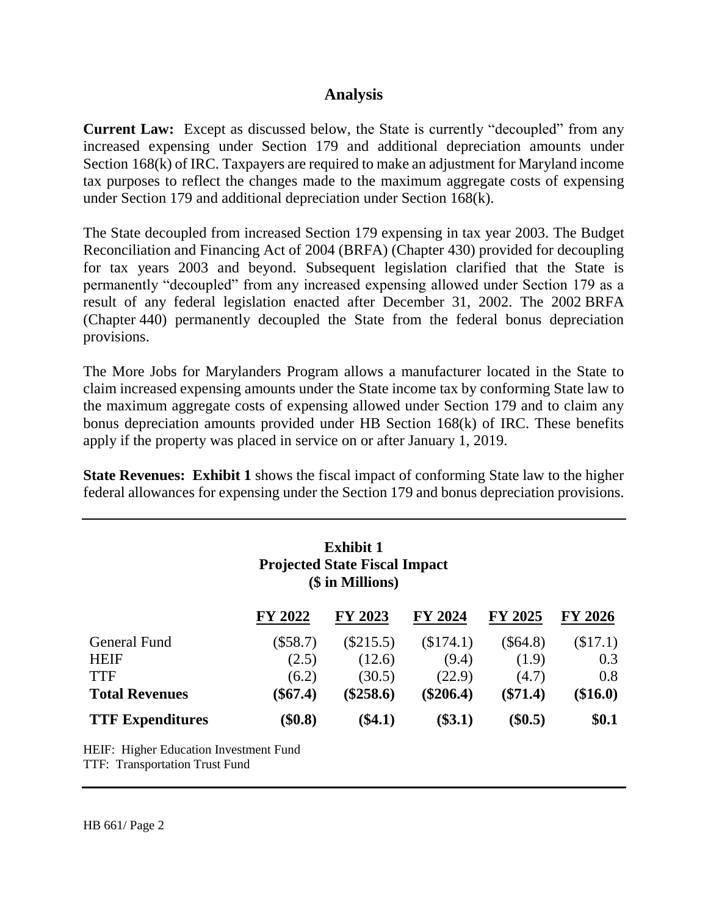## Analysis

**Current Law:** Except as discussed below, the State is currently "decoupled" from any increased expensing under Section 179 and additional depreciation amounts under Section 168(k) of IRC. Taxpayers are required to make an adjustment for Maryland income tax purposes to reflect the changes made to the maximum aggregate costs of expensing under Section 179 and additional depreciation under Section 168(k).

The State decoupled from increased Section 179 expensing in tax year 2003. The Budget Reconciliation and Financing Act of 2004 (BRFA) (Chapter 430) provided for decoupling for tax years 2003 and beyond. Subsequent legislation clarified that the State is permanently "decoupled" from any increased expensing allowed under Section 179 as a result of any federal legislation enacted after December 31, 2002. The 2002 BRFA (Chapter 440) permanently decoupled the State from the federal bonus depreciation provisions.

The More Jobs for Marylanders Program allows a manufacturer located in the State to claim increased expensing amounts under the State income tax by conforming State law to the maximum aggregate costs of expensing allowed under Section 179 and to claim any bonus depreciation amounts provided under HB Section 168(k) of IRC. These benefits apply if the property was placed in service on or after January 1, 2019.

**State Revenues: Exhibit 1** shows the fiscal impact of conforming State law to the higher federal allowances for expensing under the Section 179 and bonus depreciation provisions.

**Exhibit 1**
**Projected State Fiscal Impact**
**($ in Millions)**

| | FY 2022 | FY 2023 | FY 2024 | FY 2025 | FY 2026 |
|---|---|---|---|---|---|
| General Fund | ($58.7) | ($215.5) | ($174.1) | ($64.8) | ($17.1) |
| HEIF | (2.5) | (12.6) | (9.4) | (1.9) | 0.3 |
| TTF | (6.2) | (30.5) | (22.9) | (4.7) | 0.8 |
| **Total Revenues** | **($67.4)** | **($258.6)** | **($206.4)** | **($71.4)** | **($16.0)** |
| **TTF Expenditures** | **($0.8)** | **($4.1)** | **($3.1)** | **($0.5)** | **$0.1** |

HEIF: Higher Education Investment Fund
TTF: Transportation Trust Fund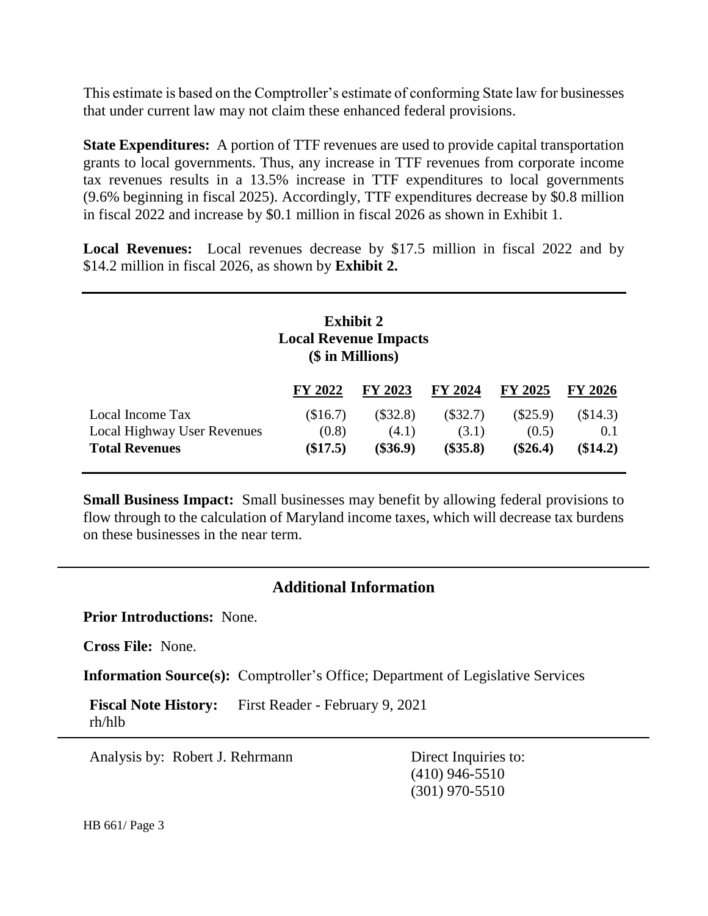This estimate is based on the Comptroller's estimate of conforming State law for businesses that under current law may not claim these enhanced federal provisions.

**State Expenditures:** A portion of TTF revenues are used to provide capital transportation grants to local governments. Thus, any increase in TTF revenues from corporate income tax revenues results in a 13.5% increase in TTF expenditures to local governments (9.6% beginning in fiscal 2025). Accordingly, TTF expenditures decrease by $0.8 million in fiscal 2022 and increase by $0.1 million in fiscal 2026 as shown in Exhibit 1.

**Local Revenues:** Local revenues decrease by $17.5 million in fiscal 2022 and by $14.2 million in fiscal 2026, as shown by **Exhibit 2.**

**Exhibit 2**
**Local Revenue Impacts**
**($ in Millions)**

| | FY 2022 | FY 2023 | FY 2024 | FY 2025 | FY 2026 |
|---|---|---|---|---|---|
| Local Income Tax | ($16.7) | ($32.8) | ($32.7) | ($25.9) | ($14.3) |
| Local Highway User Revenues | (0.8) | (4.1) | (3.1) | (0.5) | 0.1 |
| **Total Revenues** | **($17.5)** | **($36.9)** | **($35.8)** | **($26.4)** | **($14.2)** |

**Small Business Impact:** Small businesses may benefit by allowing federal provisions to flow through to the calculation of Maryland income taxes, which will decrease tax burdens on these businesses in the near term.

## Additional Information

**Prior Introductions:** None.

**Cross File:** None.

**Information Source(s):** Comptroller's Office; Department of Legislative Services

**Fiscal Note History:** First Reader - February 9, 2021
rh/hlb

Analysis by: Robert J. Rehrmann

Direct Inquiries to:
(410) 946-5510
(301) 970-5510